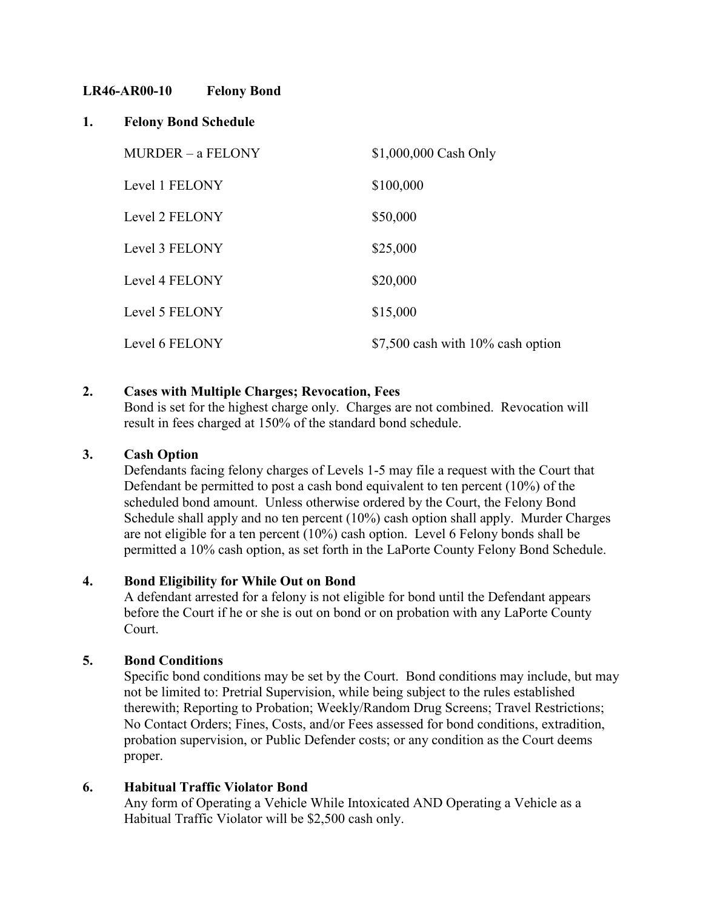**LR46-AR00-10 Felony Bond**

**1. Felony Bond Schedule**

| | |
|---|---|
| MURDER – a FELONY | $1,000,000 Cash Only |
| Level 1 FELONY | $100,000 |
| Level 2 FELONY | $50,000 |
| Level 3 FELONY | $25,000 |
| Level 4 FELONY | $20,000 |
| Level 5 FELONY | $15,000 |
| Level 6 FELONY | $7,500 cash with 10% cash option |

**2. Cases with Multiple Charges; Revocation, Fees**

Bond is set for the highest charge only. Charges are not combined. Revocation will result in fees charged at 150% of the standard bond schedule.

**3. Cash Option**

Defendants facing felony charges of Levels 1-5 may file a request with the Court that Defendant be permitted to post a cash bond equivalent to ten percent (10%) of the scheduled bond amount. Unless otherwise ordered by the Court, the Felony Bond Schedule shall apply and no ten percent (10%) cash option shall apply. Murder Charges are not eligible for a ten percent (10%) cash option. Level 6 Felony bonds shall be permitted a 10% cash option, as set forth in the LaPorte County Felony Bond Schedule.

**4. Bond Eligibility for While Out on Bond**

A defendant arrested for a felony is not eligible for bond until the Defendant appears before the Court if he or she is out on bond or on probation with any LaPorte County Court.

**5. Bond Conditions**

Specific bond conditions may be set by the Court. Bond conditions may include, but may not be limited to: Pretrial Supervision, while being subject to the rules established therewith; Reporting to Probation; Weekly/Random Drug Screens; Travel Restrictions; No Contact Orders; Fines, Costs, and/or Fees assessed for bond conditions, extradition, probation supervision, or Public Defender costs; or any condition as the Court deems proper.

**6. Habitual Traffic Violator Bond**

Any form of Operating a Vehicle While Intoxicated AND Operating a Vehicle as a Habitual Traffic Violator will be $2,500 cash only.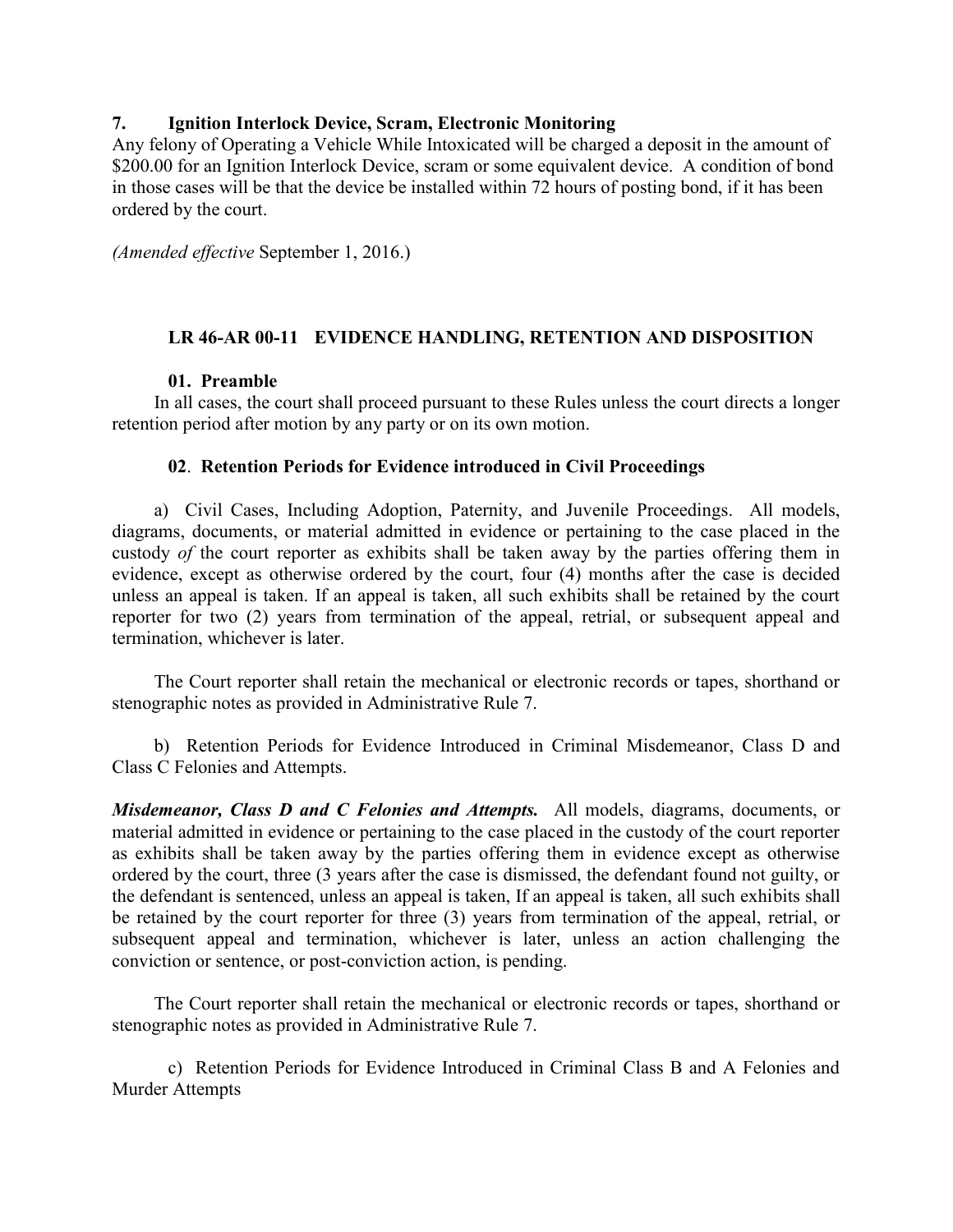**7. Ignition Interlock Device, Scram, Electronic Monitoring**

Any felony of Operating a Vehicle While Intoxicated will be charged a deposit in the amount of $200.00 for an Ignition Interlock Device, scram or some equivalent device. A condition of bond in those cases will be that the device be installed within 72 hours of posting bond, if it has been ordered by the court.

*(Amended effective* September 1, 2016.)

## LR 46-AR 00-11 EVIDENCE HANDLING, RETENTION AND DISPOSITION

### 01. Preamble

In all cases, the court shall proceed pursuant to these Rules unless the court directs a longer retention period after motion by any party or on its own motion.

### 02. Retention Periods for Evidence introduced in Civil Proceedings

a) Civil Cases, Including Adoption, Paternity, and Juvenile Proceedings. All models, diagrams, documents, or material admitted in evidence or pertaining to the case placed in the custody *of* the court reporter as exhibits shall be taken away by the parties offering them in evidence, except as otherwise ordered by the court, four (4) months after the case is decided unless an appeal is taken. If an appeal is taken, all such exhibits shall be retained by the court reporter for two (2) years from termination of the appeal, retrial, or subsequent appeal and termination, whichever is later.

The Court reporter shall retain the mechanical or electronic records or tapes, shorthand or stenographic notes as provided in Administrative Rule 7.

b) Retention Periods for Evidence Introduced in Criminal Misdemeanor, Class D and Class C Felonies and Attempts.

***Misdemeanor, Class D and C Felonies and Attempts.*** All models, diagrams, documents, or material admitted in evidence or pertaining to the case placed in the custody of the court reporter as exhibits shall be taken away by the parties offering them in evidence except as otherwise ordered by the court, three (3 years after the case is dismissed, the defendant found not guilty, or the defendant is sentenced, unless an appeal is taken, If an appeal is taken, all such exhibits shall be retained by the court reporter for three (3) years from termination of the appeal, retrial, or subsequent appeal and termination, whichever is later, unless an action challenging the conviction or sentence, or post-conviction action, is pending.

The Court reporter shall retain the mechanical or electronic records or tapes, shorthand or stenographic notes as provided in Administrative Rule 7.

c) Retention Periods for Evidence Introduced in Criminal Class B and A Felonies and Murder Attempts